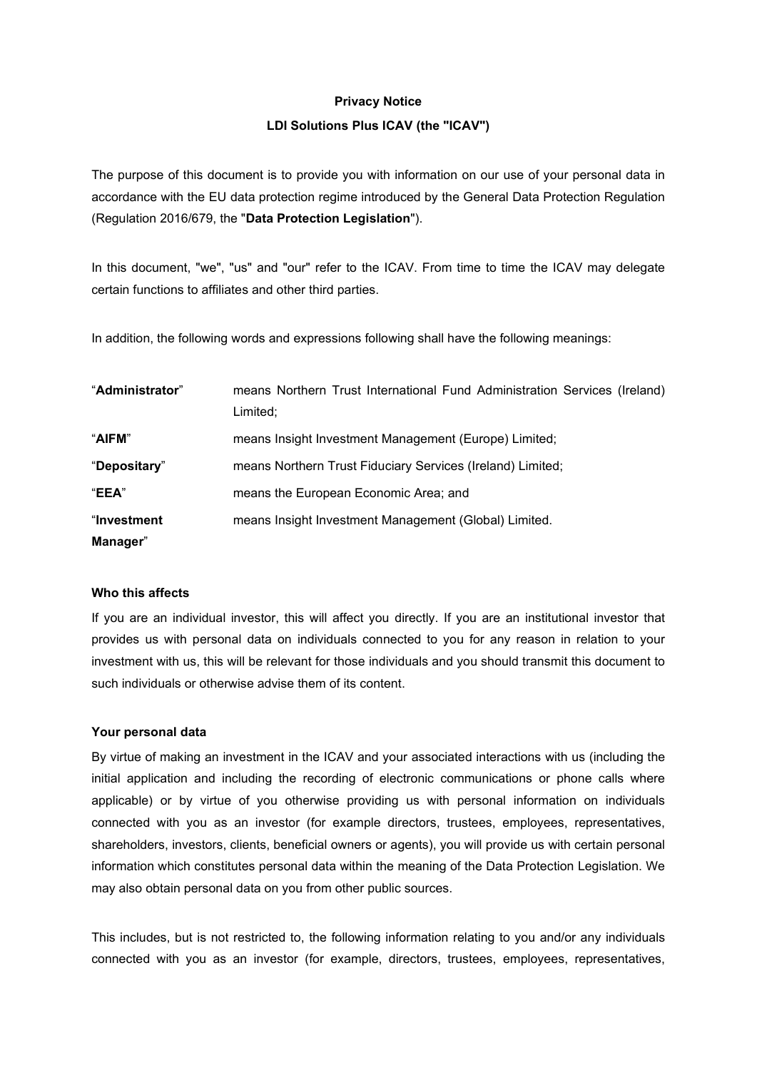**Privacy Notice**

**LDI Solutions Plus ICAV (the "ICAV")**

The purpose of this document is to provide you with information on our use of your personal data in accordance with the EU data protection regime introduced by the General Data Protection Regulation (Regulation 2016/679, the "**Data Protection Legislation**").

In this document, "we", "us" and "our" refer to the ICAV. From time to time the ICAV may delegate certain functions to affiliates and other third parties.

In addition, the following words and expressions following shall have the following meanings:

| | |
|---|---|
| "**Administrator**" | means Northern Trust International Fund Administration Services (Ireland) Limited; |
| "**AIFM**" | means Insight Investment Management (Europe) Limited; |
| "**Depositary**" | means Northern Trust Fiduciary Services (Ireland) Limited; |
| "**EEA**" | means the European Economic Area; and |
| "**Investment Manager**" | means Insight Investment Management (Global) Limited. |

**Who this affects**

If you are an individual investor, this will affect you directly. If you are an institutional investor that provides us with personal data on individuals connected to you for any reason in relation to your investment with us, this will be relevant for those individuals and you should transmit this document to such individuals or otherwise advise them of its content.

**Your personal data**

By virtue of making an investment in the ICAV and your associated interactions with us (including the initial application and including the recording of electronic communications or phone calls where applicable) or by virtue of you otherwise providing us with personal information on individuals connected with you as an investor (for example directors, trustees, employees, representatives, shareholders, investors, clients, beneficial owners or agents), you will provide us with certain personal information which constitutes personal data within the meaning of the Data Protection Legislation. We may also obtain personal data on you from other public sources.

This includes, but is not restricted to, the following information relating to you and/or any individuals connected with you as an investor (for example, directors, trustees, employees, representatives,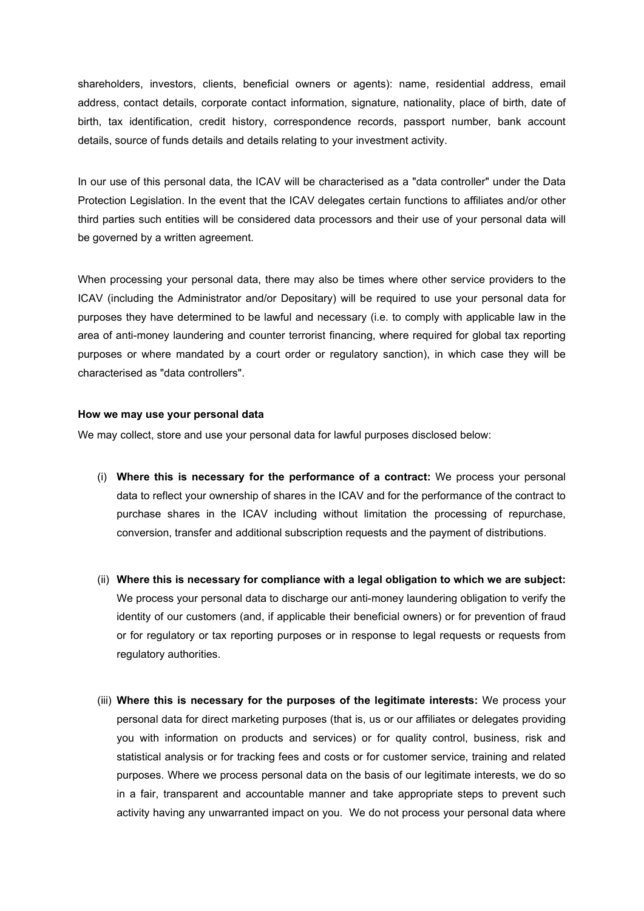shareholders, investors, clients, beneficial owners or agents): name, residential address, email address, contact details, corporate contact information, signature, nationality, place of birth, date of birth, tax identification, credit history, correspondence records, passport number, bank account details, source of funds details and details relating to your investment activity.

In our use of this personal data, the ICAV will be characterised as a "data controller" under the Data Protection Legislation. In the event that the ICAV delegates certain functions to affiliates and/or other third parties such entities will be considered data processors and their use of your personal data will be governed by a written agreement.

When processing your personal data, there may also be times where other service providers to the ICAV (including the Administrator and/or Depositary) will be required to use your personal data for purposes they have determined to be lawful and necessary (i.e. to comply with applicable law in the area of anti-money laundering and counter terrorist financing, where required for global tax reporting purposes or where mandated by a court order or regulatory sanction), in which case they will be characterised as "data controllers".

**How we may use your personal data**

We may collect, store and use your personal data for lawful purposes disclosed below:

(i) **Where this is necessary for the performance of a contract:** We process your personal data to reflect your ownership of shares in the ICAV and for the performance of the contract to purchase shares in the ICAV including without limitation the processing of repurchase, conversion, transfer and additional subscription requests and the payment of distributions.

(ii) **Where this is necessary for compliance with a legal obligation to which we are subject:** We process your personal data to discharge our anti-money laundering obligation to verify the identity of our customers (and, if applicable their beneficial owners) or for prevention of fraud or for regulatory or tax reporting purposes or in response to legal requests or requests from regulatory authorities.

(iii) **Where this is necessary for the purposes of the legitimate interests:** We process your personal data for direct marketing purposes (that is, us or our affiliates or delegates providing you with information on products and services) or for quality control, business, risk and statistical analysis or for tracking fees and costs or for customer service, training and related purposes. Where we process personal data on the basis of our legitimate interests, we do so in a fair, transparent and accountable manner and take appropriate steps to prevent such activity having any unwarranted impact on you. We do not process your personal data where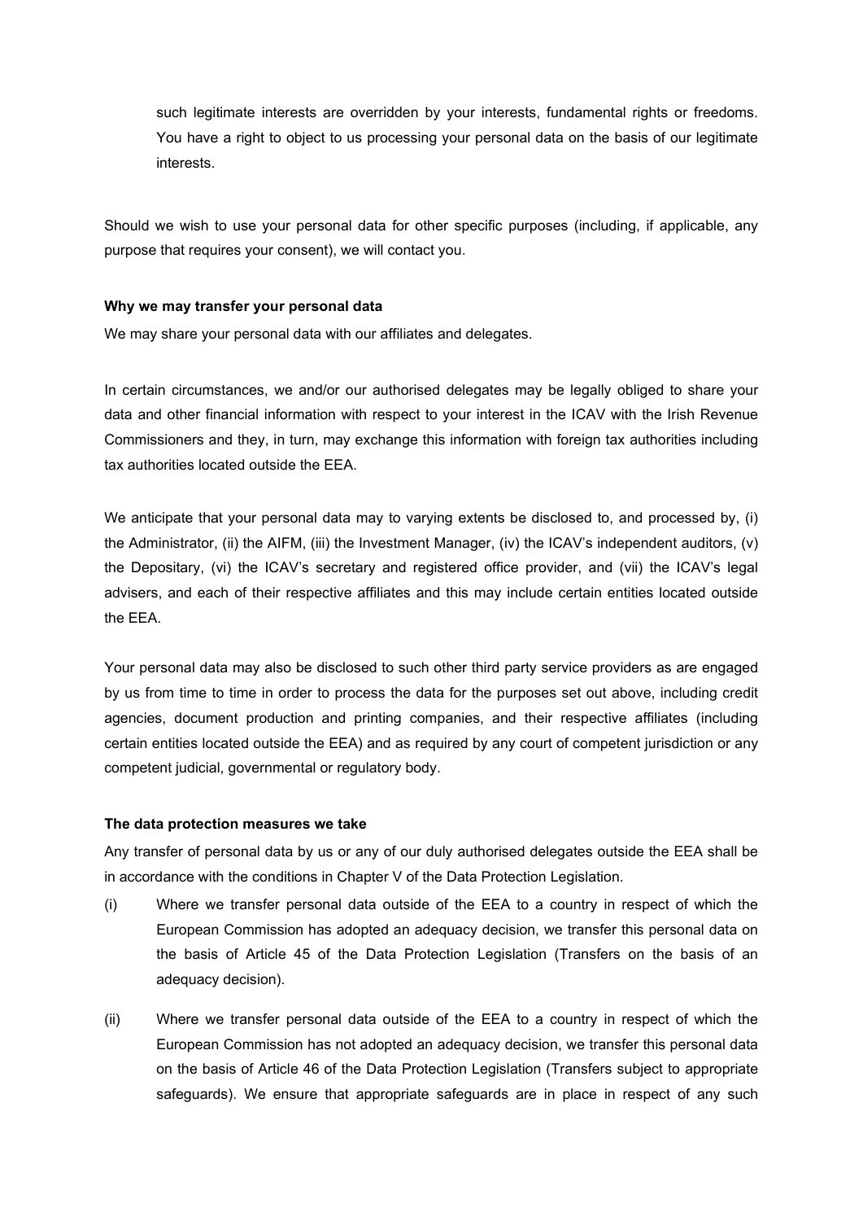such legitimate interests are overridden by your interests, fundamental rights or freedoms. You have a right to object to us processing your personal data on the basis of our legitimate interests.

Should we wish to use your personal data for other specific purposes (including, if applicable, any purpose that requires your consent), we will contact you.

**Why we may transfer your personal data**

We may share your personal data with our affiliates and delegates.

In certain circumstances, we and/or our authorised delegates may be legally obliged to share your data and other financial information with respect to your interest in the ICAV with the Irish Revenue Commissioners and they, in turn, may exchange this information with foreign tax authorities including tax authorities located outside the EEA.

We anticipate that your personal data may to varying extents be disclosed to, and processed by, (i) the Administrator, (ii) the AIFM, (iii) the Investment Manager, (iv) the ICAV's independent auditors, (v) the Depositary, (vi) the ICAV's secretary and registered office provider, and (vii) the ICAV's legal advisers, and each of their respective affiliates and this may include certain entities located outside the EEA.

Your personal data may also be disclosed to such other third party service providers as are engaged by us from time to time in order to process the data for the purposes set out above, including credit agencies, document production and printing companies, and their respective affiliates (including certain entities located outside the EEA) and as required by any court of competent jurisdiction or any competent judicial, governmental or regulatory body.

**The data protection measures we take**

Any transfer of personal data by us or any of our duly authorised delegates outside the EEA shall be in accordance with the conditions in Chapter V of the Data Protection Legislation.

(i) Where we transfer personal data outside of the EEA to a country in respect of which the European Commission has adopted an adequacy decision, we transfer this personal data on the basis of Article 45 of the Data Protection Legislation (Transfers on the basis of an adequacy decision).

(ii) Where we transfer personal data outside of the EEA to a country in respect of which the European Commission has not adopted an adequacy decision, we transfer this personal data on the basis of Article 46 of the Data Protection Legislation (Transfers subject to appropriate safeguards). We ensure that appropriate safeguards are in place in respect of any such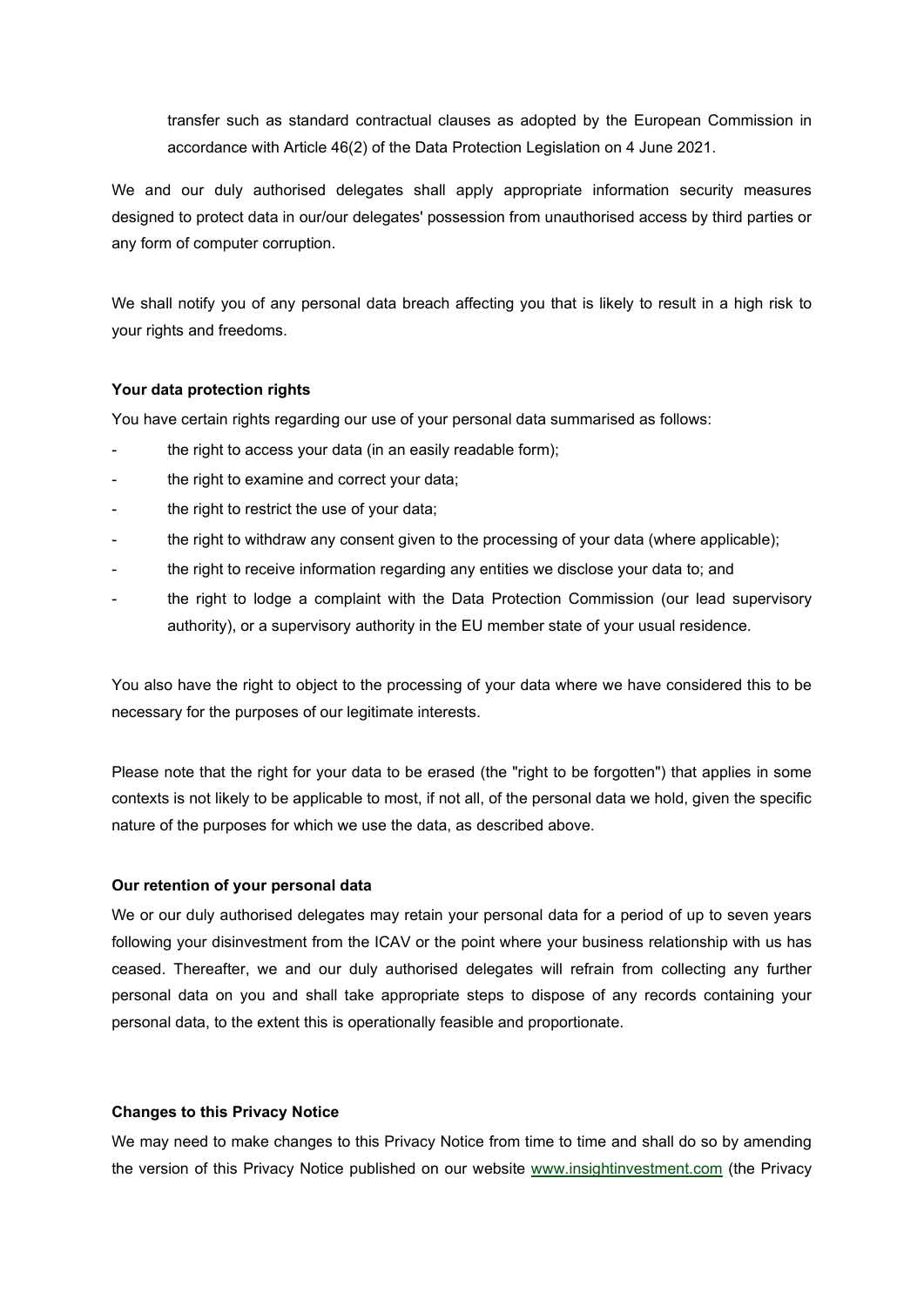transfer such as standard contractual clauses as adopted by the European Commission in accordance with Article 46(2) of the Data Protection Legislation on 4 June 2021.

We and our duly authorised delegates shall apply appropriate information security measures designed to protect data in our/our delegates' possession from unauthorised access by third parties or any form of computer corruption.

We shall notify you of any personal data breach affecting you that is likely to result in a high risk to your rights and freedoms.

**Your data protection rights**

You have certain rights regarding our use of your personal data summarised as follows:

- the right to access your data (in an easily readable form);
- the right to examine and correct your data;
- the right to restrict the use of your data;
- the right to withdraw any consent given to the processing of your data (where applicable);
- the right to receive information regarding any entities we disclose your data to; and
- the right to lodge a complaint with the Data Protection Commission (our lead supervisory authority), or a supervisory authority in the EU member state of your usual residence.

You also have the right to object to the processing of your data where we have considered this to be necessary for the purposes of our legitimate interests.

Please note that the right for your data to be erased (the "right to be forgotten") that applies in some contexts is not likely to be applicable to most, if not all, of the personal data we hold, given the specific nature of the purposes for which we use the data, as described above.

**Our retention of your personal data**

We or our duly authorised delegates may retain your personal data for a period of up to seven years following your disinvestment from the ICAV or the point where your business relationship with us has ceased. Thereafter, we and our duly authorised delegates will refrain from collecting any further personal data on you and shall take appropriate steps to dispose of any records containing your personal data, to the extent this is operationally feasible and proportionate.

**Changes to this Privacy Notice**

We may need to make changes to this Privacy Notice from time to time and shall do so by amending the version of this Privacy Notice published on our website [www.insightinvestment.com](http://www.insightinvestment.com) (the Privacy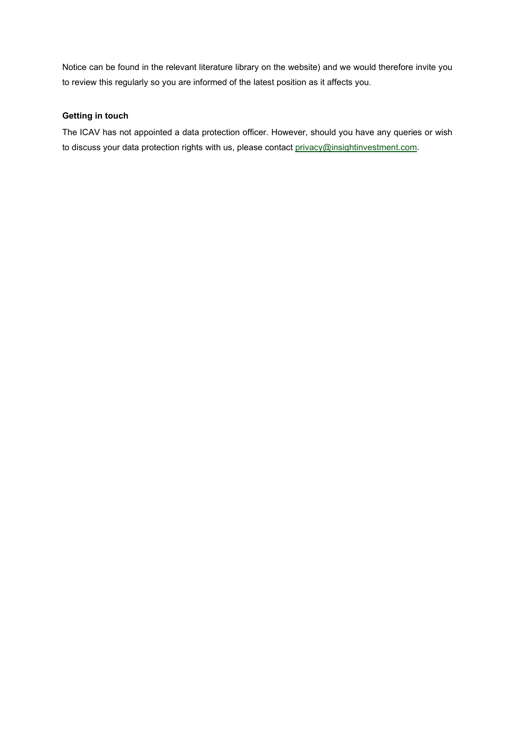Notice can be found in the relevant literature library on the website) and we would therefore invite you to review this regularly so you are informed of the latest position as it affects you.

**Getting in touch**

The ICAV has not appointed a data protection officer. However, should you have any queries or wish to discuss your data protection rights with us, please contact privacy@insightinvestment.com.